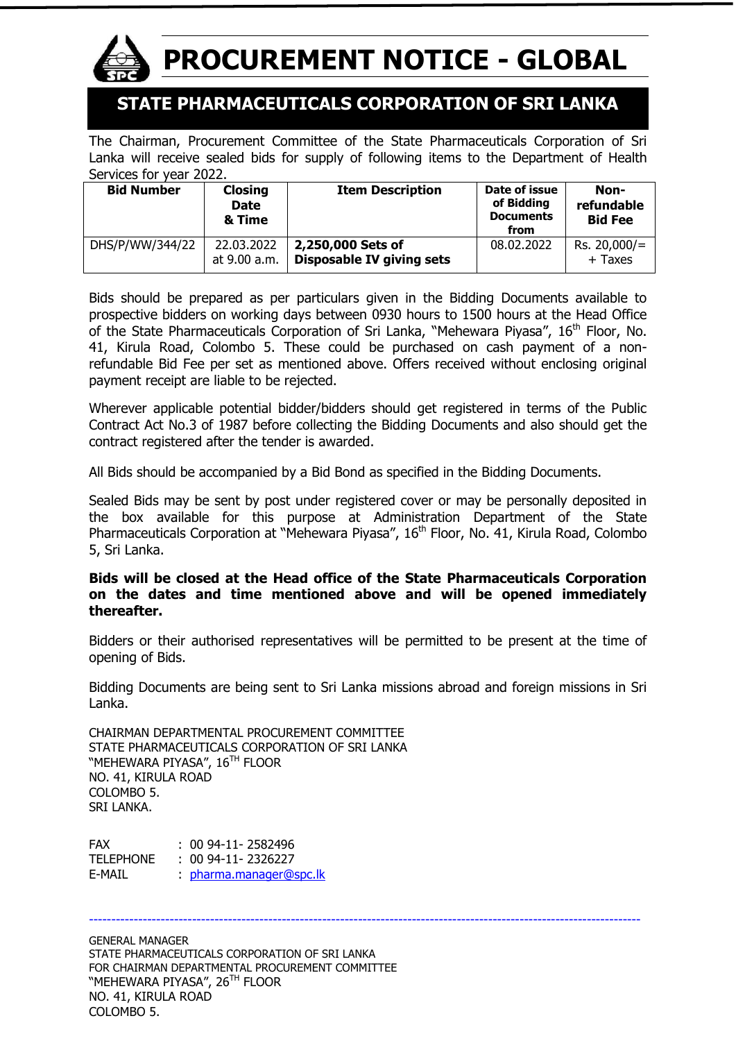# PROCUREMENT NOTICE - GLOBAL

## STATE PHARMACEUTICALS CORPORATION OF SRI LANKA

The Chairman, Procurement Committee of the State Pharmaceuticals Corporation of Sri Lanka will receive sealed bids for supply of following items to the Department of Health Services for year 2022.

| Bid Number | Closing Date & Time | Item Description | Date of issue of Bidding Documents from | Non-refundable Bid Fee |
|---|---|---|---|---|
| DHS/P/WW/344/22 | 22.03.2022 at 9.00 a.m. | **2,250,000 Sets of Disposable IV giving sets** | 08.02.2022 | Rs. 20,000/= + Taxes |

Bids should be prepared as per particulars given in the Bidding Documents available to prospective bidders on working days between 0930 hours to 1500 hours at the Head Office of the State Pharmaceuticals Corporation of Sri Lanka, "Mehewara Piyasa", 16th Floor, No. 41, Kirula Road, Colombo 5. These could be purchased on cash payment of a non-refundable Bid Fee per set as mentioned above. Offers received without enclosing original payment receipt are liable to be rejected.

Wherever applicable potential bidder/bidders should get registered in terms of the Public Contract Act No.3 of 1987 before collecting the Bidding Documents and also should get the contract registered after the tender is awarded.

All Bids should be accompanied by a Bid Bond as specified in the Bidding Documents.

Sealed Bids may be sent by post under registered cover or may be personally deposited in the box available for this purpose at Administration Department of the State Pharmaceuticals Corporation at "Mehewara Piyasa", 16th Floor, No. 41, Kirula Road, Colombo 5, Sri Lanka.

**Bids will be closed at the Head office of the State Pharmaceuticals Corporation on the dates and time mentioned above and will be opened immediately thereafter.**

Bidders or their authorised representatives will be permitted to be present at the time of opening of Bids.

Bidding Documents are being sent to Sri Lanka missions abroad and foreign missions in Sri Lanka.

CHAIRMAN DEPARTMENTAL PROCUREMENT COMMITTEE
STATE PHARMACEUTICALS CORPORATION OF SRI LANKA
"MEHEWARA PIYASA", 16TH FLOOR
NO. 41, KIRULA ROAD
COLOMBO 5.
SRI LANKA.

FAX : 00 94-11- 2582496
TELEPHONE : 00 94-11- 2326227
E-MAIL : pharma.manager@spc.lk

---

GENERAL MANAGER
STATE PHARMACEUTICALS CORPORATION OF SRI LANKA
FOR CHAIRMAN DEPARTMENTAL PROCUREMENT COMMITTEE
"MEHEWARA PIYASA", 26TH FLOOR
NO. 41, KIRULA ROAD
COLOMBO 5.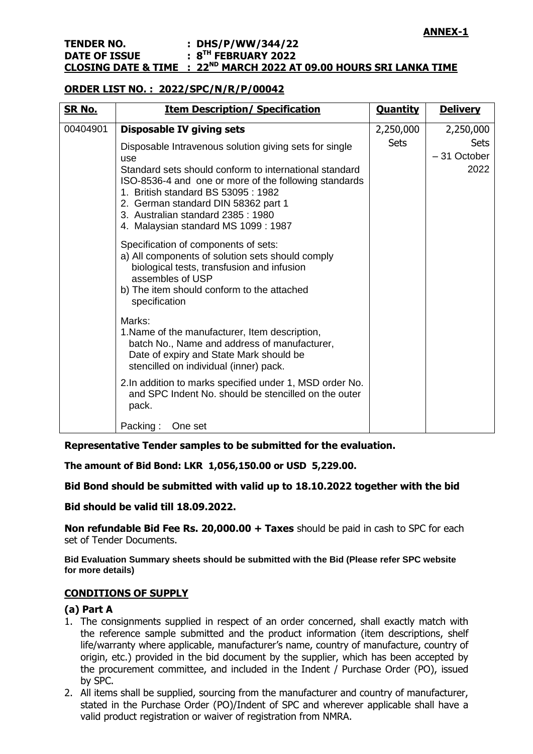**ANNEX-1**

**TENDER NO. : DHS/P/WW/344/22**
**DATE OF ISSUE : 8[TH] FEBRUARY 2022**
**CLOSING DATE & TIME : 22[ND] MARCH 2022 AT 09.00 HOURS SRI LANKA TIME**

**ORDER LIST NO. : 2022/SPC/N/R/P/00042**

| SR No. | Item Description/ Specification | Quantity | Delivery |
|---|---|---|---|
| 00404901 | **Disposable IV giving sets**<br><br>Disposable Intravenous solution giving sets for single use<br>Standard sets should conform to international standard ISO-8536-4 and one or more of the following standards<br>1. British standard BS 53095 : 1982<br>2. German standard DIN 58362 part 1<br>3. Australian standard 2385 : 1980<br>4. Malaysian standard MS 1099 : 1987<br><br>Specification of components of sets:<br>a) All components of solution sets should comply biological tests, transfusion and infusion assembles of USP<br>b) The item should conform to the attached specification<br><br>Marks:<br>1. Name of the manufacturer, Item description, batch No., Name and address of manufacturer, Date of expiry and State Mark should be stencilled on individual (inner) pack.<br><br>2. In addition to marks specified under 1, MSD order No. and SPC Indent No. should be stencilled on the outer pack.<br><br>Packing : One set | 2,250,000 Sets | 2,250,000 Sets – 31 October 2022 |

**Representative Tender samples to be submitted for the evaluation.**

**The amount of Bid Bond: LKR 1,056,150.00 or USD 5,229.00.**

**Bid Bond should be submitted with valid up to 18.10.2022 together with the bid**

**Bid should be valid till 18.09.2022.**

**Non refundable Bid Fee Rs. 20,000.00 + Taxes** should be paid in cash to SPC for each set of Tender Documents.

**Bid Evaluation Summary sheets should be submitted with the Bid (Please refer SPC website for more details)**

## CONDITIONS OF SUPPLY

### (a) Part A

1. The consignments supplied in respect of an order concerned, shall exactly match with the reference sample submitted and the product information (item descriptions, shelf life/warranty where applicable, manufacturer's name, country of manufacture, country of origin, etc.) provided in the bid document by the supplier, which has been accepted by the procurement committee, and included in the Indent / Purchase Order (PO), issued by SPC.
2. All items shall be supplied, sourcing from the manufacturer and country of manufacturer, stated in the Purchase Order (PO)/Indent of SPC and wherever applicable shall have a valid product registration or waiver of registration from NMRA.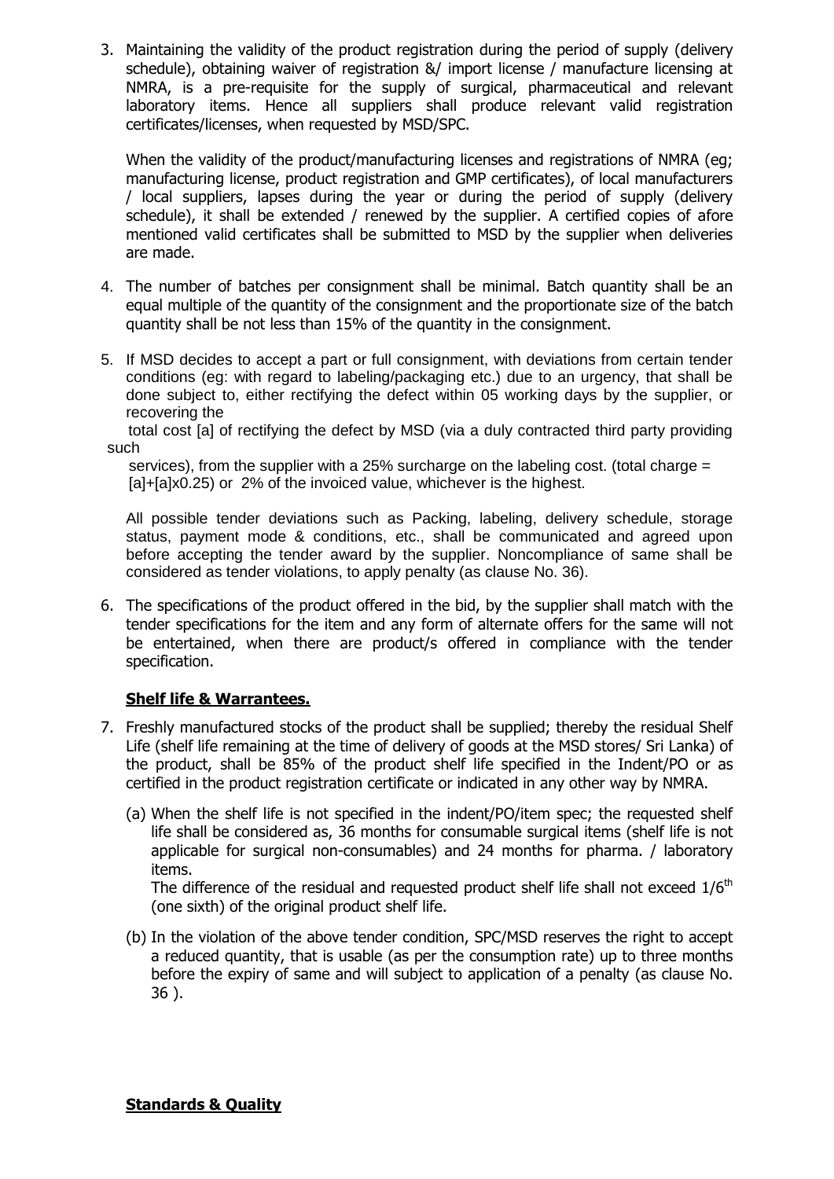3. Maintaining the validity of the product registration during the period of supply (delivery schedule), obtaining waiver of registration &/ import license / manufacture licensing at NMRA, is a pre-requisite for the supply of surgical, pharmaceutical and relevant laboratory items. Hence all suppliers shall produce relevant valid registration certificates/licenses, when requested by MSD/SPC.

   When the validity of the product/manufacturing licenses and registrations of NMRA (eg; manufacturing license, product registration and GMP certificates), of local manufacturers / local suppliers, lapses during the year or during the period of supply (delivery schedule), it shall be extended / renewed by the supplier. A certified copies of afore mentioned valid certificates shall be submitted to MSD by the supplier when deliveries are made.

4. The number of batches per consignment shall be minimal. Batch quantity shall be an equal multiple of the quantity of the consignment and the proportionate size of the batch quantity shall be not less than 15% of the quantity in the consignment.

5. If MSD decides to accept a part or full consignment, with deviations from certain tender conditions (eg: with regard to labeling/packaging etc.) due to an urgency, that shall be done subject to, either rectifying the defect within 05 working days by the supplier, or recovering the total cost [a] of rectifying the defect by MSD (via a duly contracted third party providing such services), from the supplier with a 25% surcharge on the labeling cost. (total charge = [a]+[a]x0.25) or 2% of the invoiced value, whichever is the highest.

   All possible tender deviations such as Packing, labeling, delivery schedule, storage status, payment mode & conditions, etc., shall be communicated and agreed upon before accepting the tender award by the supplier. Noncompliance of same shall be considered as tender violations, to apply penalty (as clause No. 36).

6. The specifications of the product offered in the bid, by the supplier shall match with the tender specifications for the item and any form of alternate offers for the same will not be entertained, when there are product/s offered in compliance with the tender specification.

**Shelf life & Warrantees.**

7. Freshly manufactured stocks of the product shall be supplied; thereby the residual Shelf Life (shelf life remaining at the time of delivery of goods at the MSD stores/ Sri Lanka) of the product, shall be 85% of the product shelf life specified in the Indent/PO or as certified in the product registration certificate or indicated in any other way by NMRA.

   (a) When the shelf life is not specified in the indent/PO/item spec; the requested shelf life shall be considered as, 36 months for consumable surgical items (shelf life is not applicable for surgical non-consumables) and 24 months for pharma. / laboratory items.
   The difference of the residual and requested product shelf life shall not exceed 1/6th (one sixth) of the original product shelf life.

   (b) In the violation of the above tender condition, SPC/MSD reserves the right to accept a reduced quantity, that is usable (as per the consumption rate) up to three months before the expiry of same and will subject to application of a penalty (as clause No. 36 ).

**Standards & Quality**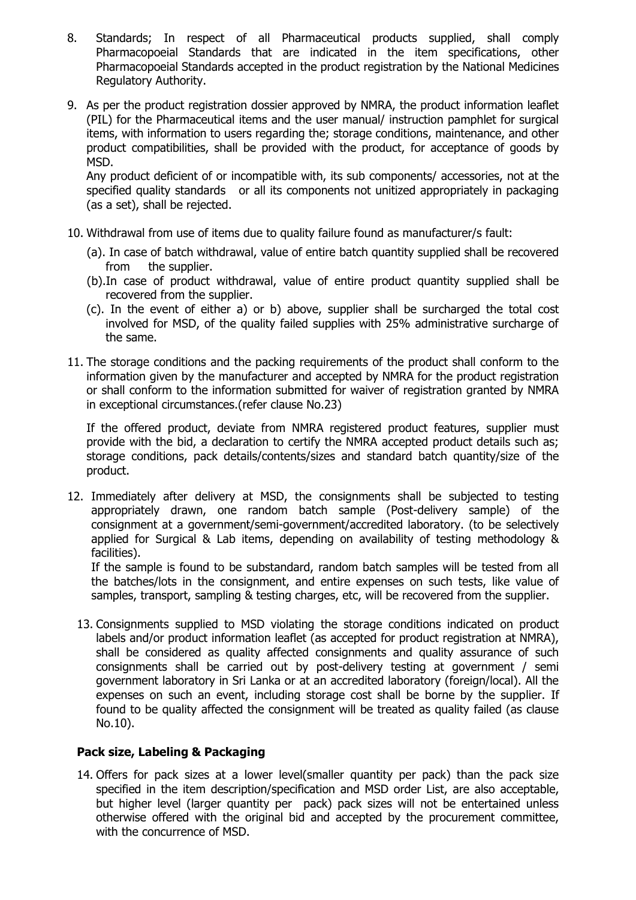8. Standards; In respect of all Pharmaceutical products supplied, shall comply Pharmacopoeial Standards that are indicated in the item specifications, other Pharmacopoeial Standards accepted in the product registration by the National Medicines Regulatory Authority.

9. As per the product registration dossier approved by NMRA, the product information leaflet (PIL) for the Pharmaceutical items and the user manual/ instruction pamphlet for surgical items, with information to users regarding the; storage conditions, maintenance, and other product compatibilities, shall be provided with the product, for acceptance of goods by MSD.

   Any product deficient of or incompatible with, its sub components/ accessories, not at the specified quality standards or all its components not unitized appropriately in packaging (as a set), shall be rejected.

10. Withdrawal from use of items due to quality failure found as manufacturer/s fault:

    (a). In case of batch withdrawal, value of entire batch quantity supplied shall be recovered from the supplier.

    (b).In case of product withdrawal, value of entire product quantity supplied shall be recovered from the supplier.

    (c). In the event of either a) or b) above, supplier shall be surcharged the total cost involved for MSD, of the quality failed supplies with 25% administrative surcharge of the same.

11. The storage conditions and the packing requirements of the product shall conform to the information given by the manufacturer and accepted by NMRA for the product registration or shall conform to the information submitted for waiver of registration granted by NMRA in exceptional circumstances.(refer clause No.23)

    If the offered product, deviate from NMRA registered product features, supplier must provide with the bid, a declaration to certify the NMRA accepted product details such as; storage conditions, pack details/contents/sizes and standard batch quantity/size of the product.

12. Immediately after delivery at MSD, the consignments shall be subjected to testing appropriately drawn, one random batch sample (Post-delivery sample) of the consignment at a government/semi-government/accredited laboratory. (to be selectively applied for Surgical & Lab items, depending on availability of testing methodology & facilities).

    If the sample is found to be substandard, random batch samples will be tested from all the batches/lots in the consignment, and entire expenses on such tests, like value of samples, transport, sampling & testing charges, etc, will be recovered from the supplier.

13. Consignments supplied to MSD violating the storage conditions indicated on product labels and/or product information leaflet (as accepted for product registration at NMRA), shall be considered as quality affected consignments and quality assurance of such consignments shall be carried out by post-delivery testing at government / semi government laboratory in Sri Lanka or at an accredited laboratory (foreign/local). All the expenses on such an event, including storage cost shall be borne by the supplier. If found to be quality affected the consignment will be treated as quality failed (as clause No.10).

**Pack size, Labeling & Packaging**

14. Offers for pack sizes at a lower level(smaller quantity per pack) than the pack size specified in the item description/specification and MSD order List, are also acceptable, but higher level (larger quantity per pack) pack sizes will not be entertained unless otherwise offered with the original bid and accepted by the procurement committee, with the concurrence of MSD.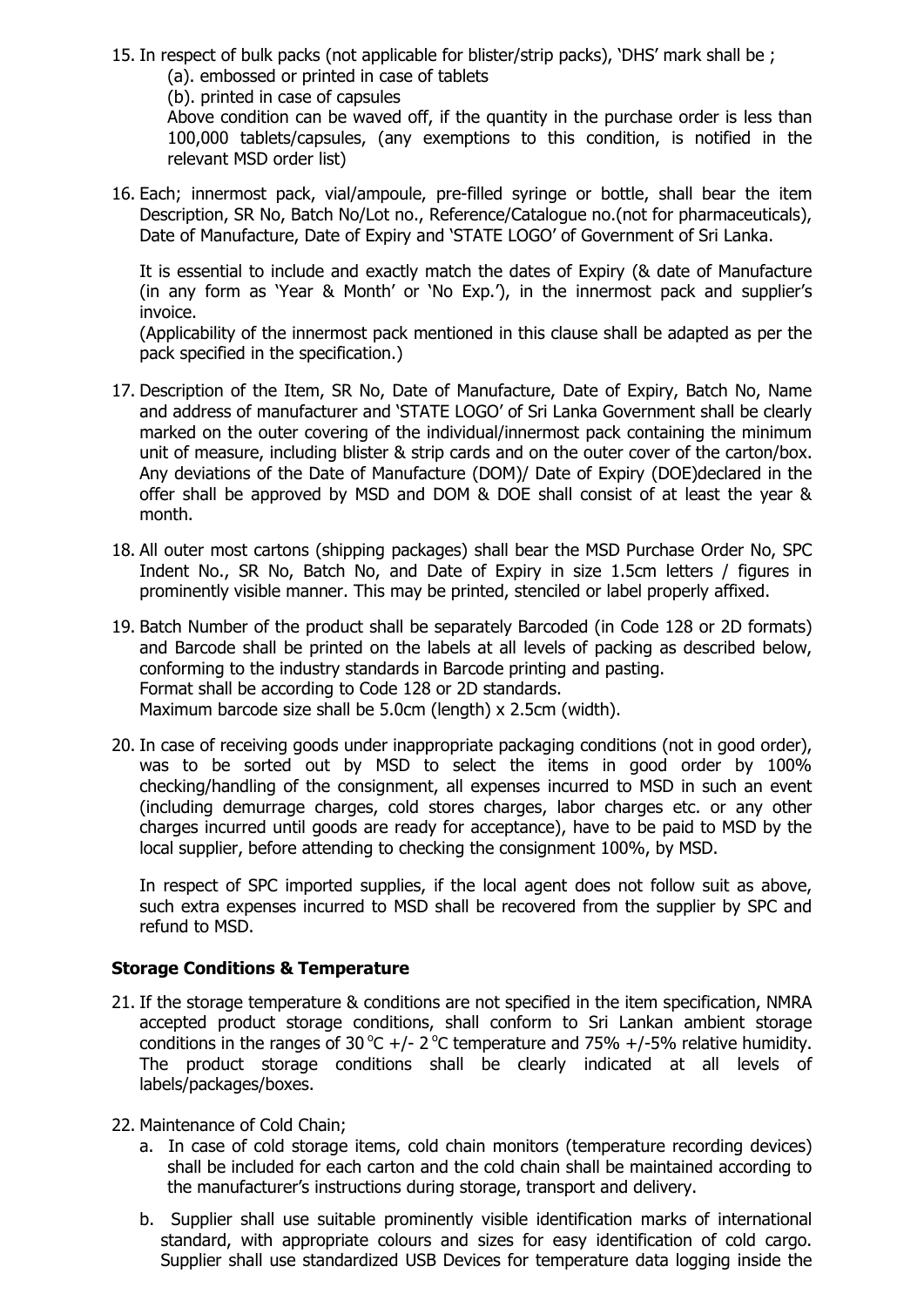15. In respect of bulk packs (not applicable for blister/strip packs), 'DHS' mark shall be ;
    (a). embossed or printed in case of tablets
    (b). printed in case of capsules
    Above condition can be waved off, if the quantity in the purchase order is less than 100,000 tablets/capsules, (any exemptions to this condition, is notified in the relevant MSD order list)

16. Each; innermost pack, vial/ampoule, pre-filled syringe or bottle, shall bear the item Description, SR No, Batch No/Lot no., Reference/Catalogue no.(not for pharmaceuticals), Date of Manufacture, Date of Expiry and 'STATE LOGO' of Government of Sri Lanka.

    It is essential to include and exactly match the dates of Expiry (& date of Manufacture (in any form as 'Year & Month' or 'No Exp.'), in the innermost pack and supplier's invoice.
    (Applicability of the innermost pack mentioned in this clause shall be adapted as per the pack specified in the specification.)

17. Description of the Item, SR No, Date of Manufacture, Date of Expiry, Batch No, Name and address of manufacturer and 'STATE LOGO' of Sri Lanka Government shall be clearly marked on the outer covering of the individual/innermost pack containing the minimum unit of measure, including blister & strip cards and on the outer cover of the carton/box. Any deviations of the Date of Manufacture (DOM)/ Date of Expiry (DOE)declared in the offer shall be approved by MSD and DOM & DOE shall consist of at least the year & month.

18. All outer most cartons (shipping packages) shall bear the MSD Purchase Order No, SPC Indent No., SR No, Batch No, and Date of Expiry in size 1.5cm letters / figures in prominently visible manner. This may be printed, stenciled or label properly affixed.

19. Batch Number of the product shall be separately Barcoded (in Code 128 or 2D formats) and Barcode shall be printed on the labels at all levels of packing as described below, conforming to the industry standards in Barcode printing and pasting.
    Format shall be according to Code 128 or 2D standards.
    Maximum barcode size shall be 5.0cm (length) x 2.5cm (width).

20. In case of receiving goods under inappropriate packaging conditions (not in good order), was to be sorted out by MSD to select the items in good order by 100% checking/handling of the consignment, all expenses incurred to MSD in such an event (including demurrage charges, cold stores charges, labor charges etc. or any other charges incurred until goods are ready for acceptance), have to be paid to MSD by the local supplier, before attending to checking the consignment 100%, by MSD.

    In respect of SPC imported supplies, if the local agent does not follow suit as above, such extra expenses incurred to MSD shall be recovered from the supplier by SPC and refund to MSD.

**Storage Conditions & Temperature**

21. If the storage temperature & conditions are not specified in the item specification, NMRA accepted product storage conditions, shall conform to Sri Lankan ambient storage conditions in the ranges of 30 $^{\circ}$C +/- 2 $^{\circ}$C temperature and 75% +/-5% relative humidity. The product storage conditions shall be clearly indicated at all levels of labels/packages/boxes.

22. Maintenance of Cold Chain;
    a. In case of cold storage items, cold chain monitors (temperature recording devices) shall be included for each carton and the cold chain shall be maintained according to the manufacturer's instructions during storage, transport and delivery.

    b. Supplier shall use suitable prominently visible identification marks of international standard, with appropriate colours and sizes for easy identification of cold cargo. Supplier shall use standardized USB Devices for temperature data logging inside the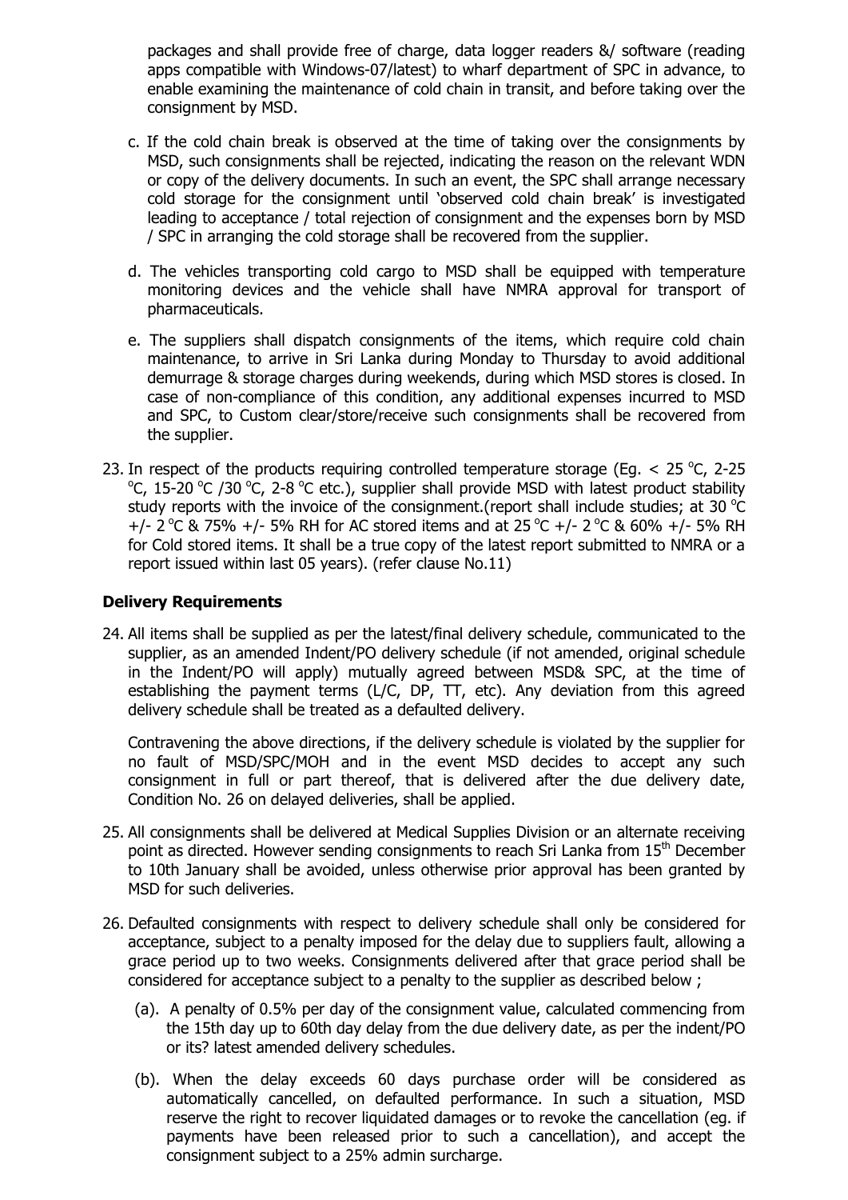packages and shall provide free of charge, data logger readers &/ software (reading apps compatible with Windows-07/latest) to wharf department of SPC in advance, to enable examining the maintenance of cold chain in transit, and before taking over the consignment by MSD.

c. If the cold chain break is observed at the time of taking over the consignments by MSD, such consignments shall be rejected, indicating the reason on the relevant WDN or copy of the delivery documents. In such an event, the SPC shall arrange necessary cold storage for the consignment until 'observed cold chain break' is investigated leading to acceptance / total rejection of consignment and the expenses born by MSD / SPC in arranging the cold storage shall be recovered from the supplier.

d. The vehicles transporting cold cargo to MSD shall be equipped with temperature monitoring devices and the vehicle shall have NMRA approval for transport of pharmaceuticals.

e. The suppliers shall dispatch consignments of the items, which require cold chain maintenance, to arrive in Sri Lanka during Monday to Thursday to avoid additional demurrage & storage charges during weekends, during which MSD stores is closed. In case of non-compliance of this condition, any additional expenses incurred to MSD and SPC, to Custom clear/store/receive such consignments shall be recovered from the supplier.

23. In respect of the products requiring controlled temperature storage (Eg. < 25 °C, 2-25 °C, 15-20 °C /30 °C, 2-8 °C etc.), supplier shall provide MSD with latest product stability study reports with the invoice of the consignment.(report shall include studies; at 30 °C +/- 2 °C & 75% +/- 5% RH for AC stored items and at 25 °C +/- 2 °C & 60% +/- 5% RH for Cold stored items. It shall be a true copy of the latest report submitted to NMRA or a report issued within last 05 years). (refer clause No.11)

### Delivery Requirements

24. All items shall be supplied as per the latest/final delivery schedule, communicated to the supplier, as an amended Indent/PO delivery schedule (if not amended, original schedule in the Indent/PO will apply) mutually agreed between MSD& SPC, at the time of establishing the payment terms (L/C, DP, TT, etc). Any deviation from this agreed delivery schedule shall be treated as a defaulted delivery.

    Contravening the above directions, if the delivery schedule is violated by the supplier for no fault of MSD/SPC/MOH and in the event MSD decides to accept any such consignment in full or part thereof, that is delivered after the due delivery date, Condition No. 26 on delayed deliveries, shall be applied.

25. All consignments shall be delivered at Medical Supplies Division or an alternate receiving point as directed. However sending consignments to reach Sri Lanka from 15th December to 10th January shall be avoided, unless otherwise prior approval has been granted by MSD for such deliveries.

26. Defaulted consignments with respect to delivery schedule shall only be considered for acceptance, subject to a penalty imposed for the delay due to suppliers fault, allowing a grace period up to two weeks. Consignments delivered after that grace period shall be considered for acceptance subject to a penalty to the supplier as described below ;

    (a). A penalty of 0.5% per day of the consignment value, calculated commencing from the 15th day up to 60th day delay from the due delivery date, as per the indent/PO or its? latest amended delivery schedules.

    (b). When the delay exceeds 60 days purchase order will be considered as automatically cancelled, on defaulted performance. In such a situation, MSD reserve the right to recover liquidated damages or to revoke the cancellation (eg. if payments have been released prior to such a cancellation), and accept the consignment subject to a 25% admin surcharge.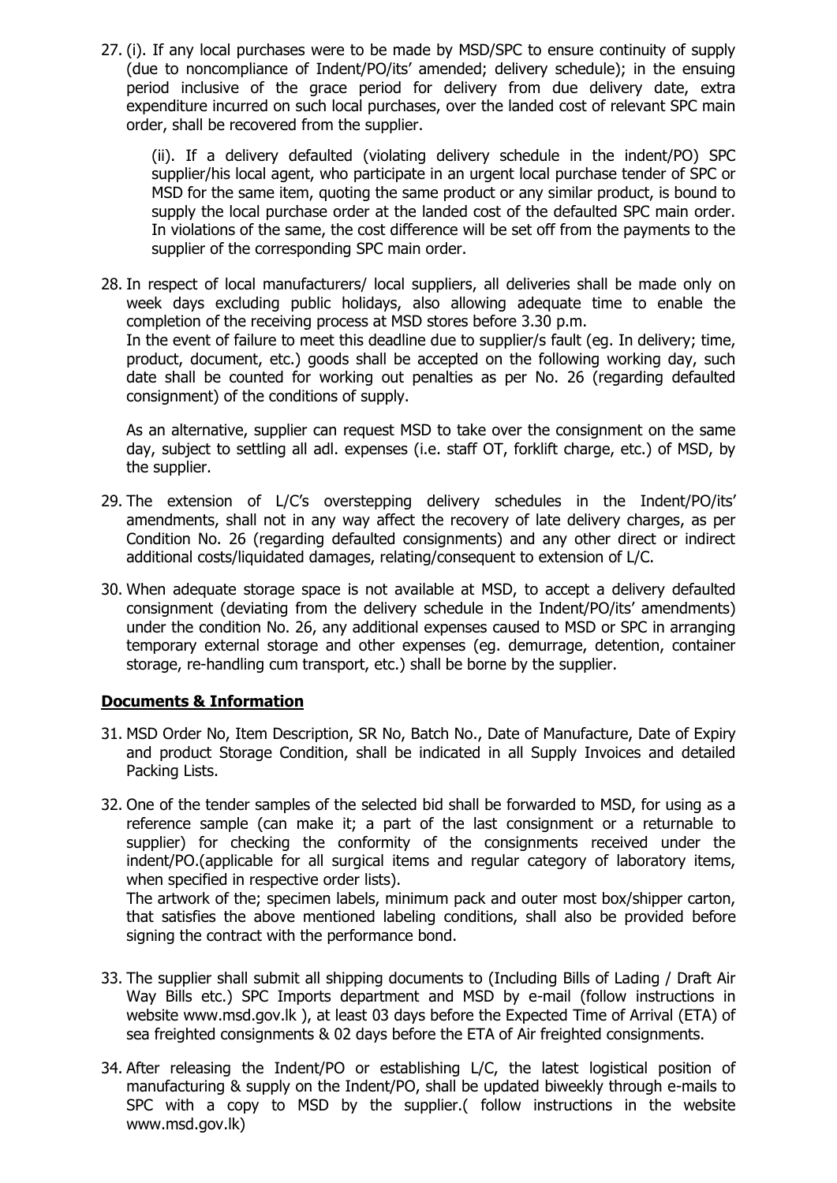27. (i). If any local purchases were to be made by MSD/SPC to ensure continuity of supply (due to noncompliance of Indent/PO/its' amended; delivery schedule); in the ensuing period inclusive of the grace period for delivery from due delivery date, extra expenditure incurred on such local purchases, over the landed cost of relevant SPC main order, shall be recovered from the supplier.

    (ii). If a delivery defaulted (violating delivery schedule in the indent/PO) SPC supplier/his local agent, who participate in an urgent local purchase tender of SPC or MSD for the same item, quoting the same product or any similar product, is bound to supply the local purchase order at the landed cost of the defaulted SPC main order. In violations of the same, the cost difference will be set off from the payments to the supplier of the corresponding SPC main order.

28. In respect of local manufacturers/ local suppliers, all deliveries shall be made only on week days excluding public holidays, also allowing adequate time to enable the completion of the receiving process at MSD stores before 3.30 p.m.
    In the event of failure to meet this deadline due to supplier/s fault (eg. In delivery; time, product, document, etc.) goods shall be accepted on the following working day, such date shall be counted for working out penalties as per No. 26 (regarding defaulted consignment) of the conditions of supply.

    As an alternative, supplier can request MSD to take over the consignment on the same day, subject to settling all adl. expenses (i.e. staff OT, forklift charge, etc.) of MSD, by the supplier.

29. The extension of L/C's overstepping delivery schedules in the Indent/PO/its' amendments, shall not in any way affect the recovery of late delivery charges, as per Condition No. 26 (regarding defaulted consignments) and any other direct or indirect additional costs/liquidated damages, relating/consequent to extension of L/C.

30. When adequate storage space is not available at MSD, to accept a delivery defaulted consignment (deviating from the delivery schedule in the Indent/PO/its' amendments) under the condition No. 26, any additional expenses caused to MSD or SPC in arranging temporary external storage and other expenses (eg. demurrage, detention, container storage, re-handling cum transport, etc.) shall be borne by the supplier.

## Documents & Information

31. MSD Order No, Item Description, SR No, Batch No., Date of Manufacture, Date of Expiry and product Storage Condition, shall be indicated in all Supply Invoices and detailed Packing Lists.

32. One of the tender samples of the selected bid shall be forwarded to MSD, for using as a reference sample (can make it; a part of the last consignment or a returnable to supplier) for checking the conformity of the consignments received under the indent/PO.(applicable for all surgical items and regular category of laboratory items, when specified in respective order lists).
    The artwork of the; specimen labels, minimum pack and outer most box/shipper carton, that satisfies the above mentioned labeling conditions, shall also be provided before signing the contract with the performance bond.

33. The supplier shall submit all shipping documents to (Including Bills of Lading / Draft Air Way Bills etc.) SPC Imports department and MSD by e-mail (follow instructions in website www.msd.gov.lk ), at least 03 days before the Expected Time of Arrival (ETA) of sea freighted consignments & 02 days before the ETA of Air freighted consignments.

34. After releasing the Indent/PO or establishing L/C, the latest logistical position of manufacturing & supply on the Indent/PO, shall be updated biweekly through e-mails to SPC with a copy to MSD by the supplier.( follow instructions in the website www.msd.gov.lk)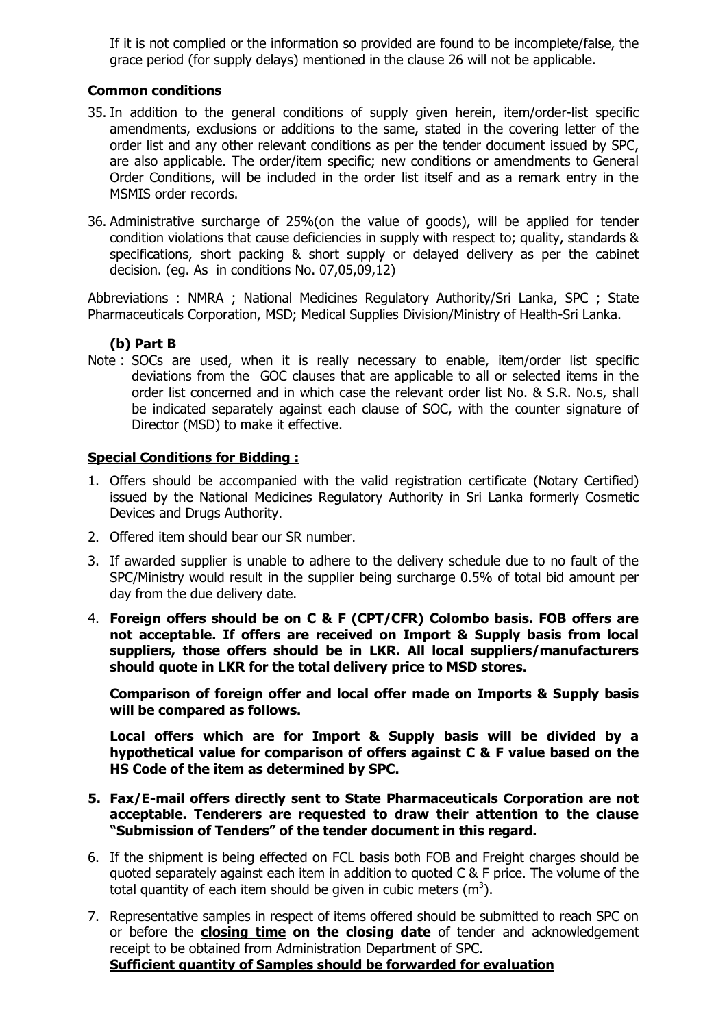If it is not complied or the information so provided are found to be incomplete/false, the grace period (for supply delays) mentioned in the clause 26 will not be applicable.

**Common conditions**

35. In addition to the general conditions of supply given herein, item/order-list specific amendments, exclusions or additions to the same, stated in the covering letter of the order list and any other relevant conditions as per the tender document issued by SPC, are also applicable. The order/item specific; new conditions or amendments to General Order Conditions, will be included in the order list itself and as a remark entry in the MSMIS order records.

36. Administrative surcharge of 25%(on the value of goods), will be applied for tender condition violations that cause deficiencies in supply with respect to; quality, standards & specifications, short packing & short supply or delayed delivery as per the cabinet decision. (eg. As in conditions No. 07,05,09,12)

Abbreviations : NMRA ; National Medicines Regulatory Authority/Sri Lanka, SPC ; State Pharmaceuticals Corporation, MSD; Medical Supplies Division/Ministry of Health-Sri Lanka.

### (b) Part B

Note : SOCs are used, when it is really necessary to enable, item/order list specific deviations from the GOC clauses that are applicable to all or selected items in the order list concerned and in which case the relevant order list No. & S.R. No.s, shall be indicated separately against each clause of SOC, with the counter signature of Director (MSD) to make it effective.

**Special Conditions for Bidding :**

1. Offers should be accompanied with the valid registration certificate (Notary Certified) issued by the National Medicines Regulatory Authority in Sri Lanka formerly Cosmetic Devices and Drugs Authority.
2. Offered item should bear our SR number.
3. If awarded supplier is unable to adhere to the delivery schedule due to no fault of the SPC/Ministry would result in the supplier being surcharge 0.5% of total bid amount per day from the due delivery date.
4. **Foreign offers should be on C & F (CPT/CFR) Colombo basis. FOB offers are not acceptable. If offers are received on Import & Supply basis from local suppliers, those offers should be in LKR. All local suppliers/manufacturers should quote in LKR for the total delivery price to MSD stores.**

   **Comparison of foreign offer and local offer made on Imports & Supply basis will be compared as follows.**

   **Local offers which are for Import & Supply basis will be divided by a hypothetical value for comparison of offers against C & F value based on the HS Code of the item as determined by SPC.**

5. **Fax/E-mail offers directly sent to State Pharmaceuticals Corporation are not acceptable. Tenderers are requested to draw their attention to the clause "Submission of Tenders" of the tender document in this regard.**
6. If the shipment is being effected on FCL basis both FOB and Freight charges should be quoted separately against each item in addition to quoted C & F price. The volume of the total quantity of each item should be given in cubic meters ($m^3$).
7. Representative samples in respect of items offered should be submitted to reach SPC on or before the **closing time on the closing date** of tender and acknowledgement receipt to be obtained from Administration Department of SPC.

   **Sufficient quantity of Samples should be forwarded for evaluation**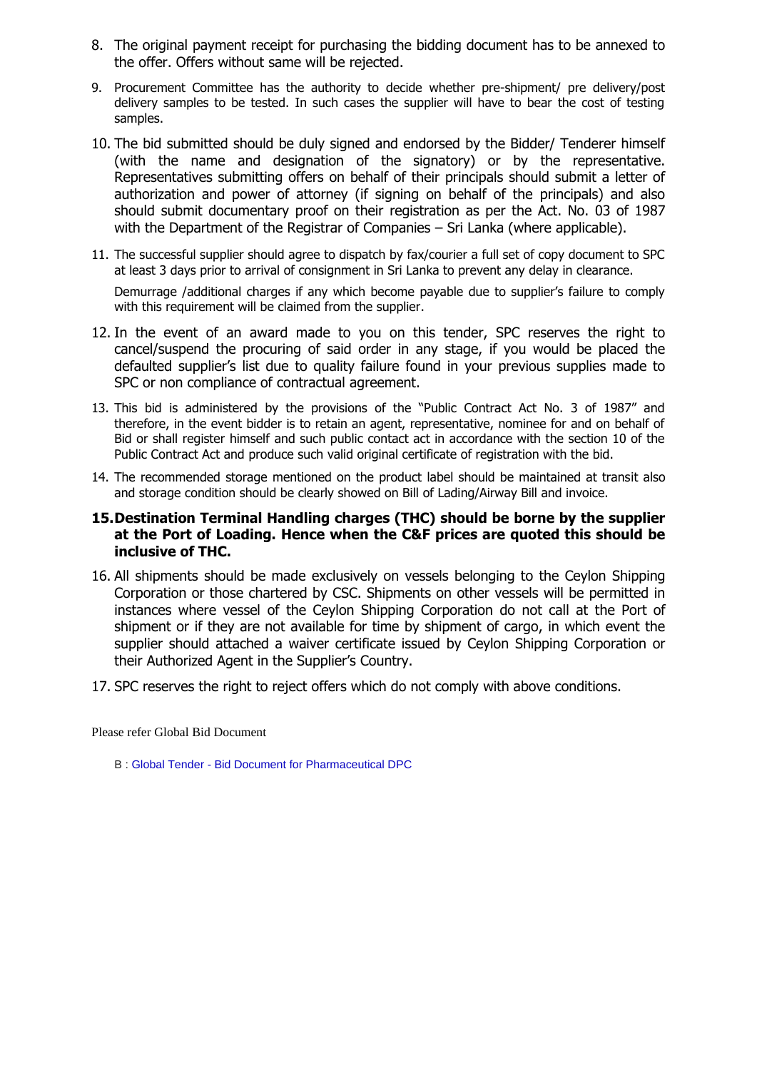8. The original payment receipt for purchasing the bidding document has to be annexed to the offer. Offers without same will be rejected.

9. Procurement Committee has the authority to decide whether pre-shipment/ pre delivery/post delivery samples to be tested. In such cases the supplier will have to bear the cost of testing samples.

10. The bid submitted should be duly signed and endorsed by the Bidder/ Tenderer himself (with the name and designation of the signatory) or by the representative. Representatives submitting offers on behalf of their principals should submit a letter of authorization and power of attorney (if signing on behalf of the principals) and also should submit documentary proof on their registration as per the Act. No. 03 of 1987 with the Department of the Registrar of Companies – Sri Lanka (where applicable).

11. The successful supplier should agree to dispatch by fax/courier a full set of copy document to SPC at least 3 days prior to arrival of consignment in Sri Lanka to prevent any delay in clearance.

    Demurrage /additional charges if any which become payable due to supplier's failure to comply with this requirement will be claimed from the supplier.

12. In the event of an award made to you on this tender, SPC reserves the right to cancel/suspend the procuring of said order in any stage, if you would be placed the defaulted supplier's list due to quality failure found in your previous supplies made to SPC or non compliance of contractual agreement.

13. This bid is administered by the provisions of the "Public Contract Act No. 3 of 1987" and therefore, in the event bidder is to retain an agent, representative, nominee for and on behalf of Bid or shall register himself and such public contact act in accordance with the section 10 of the Public Contract Act and produce such valid original certificate of registration with the bid.

14. The recommended storage mentioned on the product label should be maintained at transit also and storage condition should be clearly showed on Bill of Lading/Airway Bill and invoice.

15. **Destination Terminal Handling charges (THC) should be borne by the supplier at the Port of Loading. Hence when the C&F prices are quoted this should be inclusive of THC.**

16. All shipments should be made exclusively on vessels belonging to the Ceylon Shipping Corporation or those chartered by CSC. Shipments on other vessels will be permitted in instances where vessel of the Ceylon Shipping Corporation do not call at the Port of shipment or if they are not available for time by shipment of cargo, in which event the supplier should attached a waiver certificate issued by Ceylon Shipping Corporation or their Authorized Agent in the Supplier's Country.

17. SPC reserves the right to reject offers which do not comply with above conditions.

Please refer Global Bid Document

B : Global Tender - Bid Document for Pharmaceutical DPC